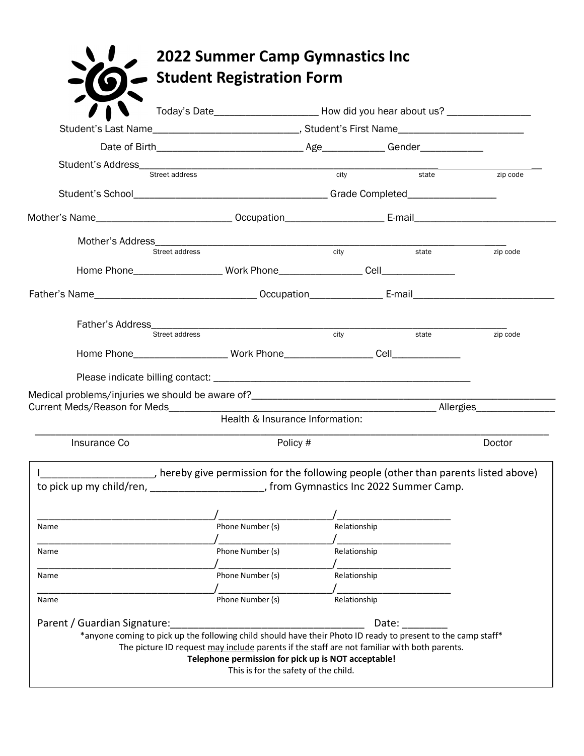# 2022 Summer Camp Gymnastics Inc
# Student Registration Form

Today's Date___________________ How did you hear about us? _______________

Student's Last Name___________________________, Student's First Name_______________________

Date of Birth___________________________ Age___________ Gender___________

Student's Address____________________________________________________________________________
Street address city state zip code

Student's School___________________________________ Grade Completed________________

Mother's Name_________________________ Occupation_________________ E-mail__________________________

Mother's Address_________________________________________________________________
Street address city state zip code

Home Phone________________ Work Phone_______________ Cell_____________

Father's Name______________________________ Occupation_____________ E-mail__________________________

Father's Address_________________________________________________________________
Street address city state zip code

Home Phone_________________ Work Phone________________ Cell____________

Please indicate billing contact: _____________________________________________

Medical problems/injuries we should be aware of?___________________________________________________________

Current Meds/Reason for Meds_________________________________________________ Allergies______________

Health & Insurance Information:

_____________________________________________________________________________________________

Insurance Co Policy # Doctor

I___________________, hereby give permission for the following people (other than parents listed above) to pick up my child/ren, ___________________, from Gymnastics Inc 2022 Summer Camp.

________________________________/____________________/_____________________
Name Phone Number (s) Relationship

________________________________/____________________/_____________________
Name Phone Number (s) Relationship

________________________________/____________________/_____________________
Name Phone Number (s) Relationship

________________________________/____________________/_____________________
Name Phone Number (s) Relationship

Parent / Guardian Signature:__________________________________ Date: ________

*anyone coming to pick up the following child should have their Photo ID ready to present to the camp staff*

The picture ID request <u>may include</u> parents if the staff are not familiar with both parents.

**Telephone permission for pick up is NOT acceptable!**

This is for the safety of the child.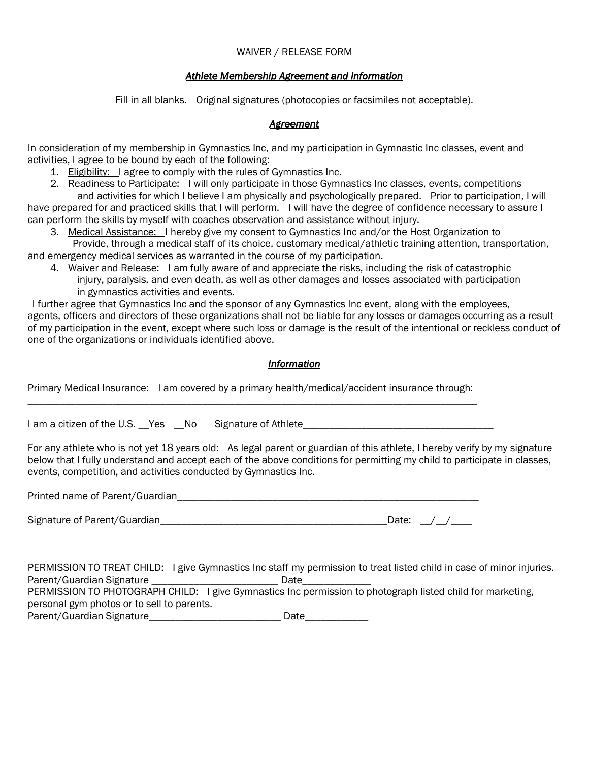WAIVER / RELEASE FORM

***Athlete Membership Agreement and Information***

Fill in all blanks. Original signatures (photocopies or facsimiles not acceptable).

***Agreement***

In consideration of my membership in Gymnastics Inc, and my participation in Gymnastic Inc classes, event and activities, I agree to be bound by each of the following:

1. Eligibility: I agree to comply with the rules of Gymnastics Inc.
2. Readiness to Participate: I will only participate in those Gymnastics Inc classes, events, competitions and activities for which I believe I am physically and psychologically prepared. Prior to participation, I will have prepared for and practiced skills that I will perform. I will have the degree of confidence necessary to assure I can perform the skills by myself with coaches observation and assistance without injury.
3. Medical Assistance: I hereby give my consent to Gymnastics Inc and/or the Host Organization to Provide, through a medical staff of its choice, customary medical/athletic training attention, transportation, and emergency medical services as warranted in the course of my participation.
4. Waiver and Release: I am fully aware of and appreciate the risks, including the risk of catastrophic injury, paralysis, and even death, as well as other damages and losses associated with participation in gymnastics activities and events.

I further agree that Gymnastics Inc and the sponsor of any Gymnastics Inc event, along with the employees, agents, officers and directors of these organizations shall not be liable for any losses or damages occurring as a result of my participation in the event, except where such loss or damage is the result of the intentional or reckless conduct of one of the organizations or individuals identified above.

***Information***

Primary Medical Insurance: I am covered by a primary health/medical/accident insurance through:
_____________________________________________________________________________________

I am a citizen of the U.S. __Yes __No Signature of Athlete____________________________________

For any athlete who is not yet 18 years old: As legal parent or guardian of this athlete, I hereby verify by my signature below that I fully understand and accept each of the above conditions for permitting my child to participate in classes, events, competition, and activities conducted by Gymnastics Inc.

Printed name of Parent/Guardian_____________________________________________________________

Signature of Parent/Guardian__________________________________________Date: __/__/____

PERMISSION TO TREAT CHILD: I give Gymnastics Inc staff my permission to treat listed child in case of minor injuries.
Parent/Guardian Signature ________________________ Date_____________
PERMISSION TO PHOTOGRAPH CHILD: I give Gymnastics Inc permission to photograph listed child for marketing, personal gym photos or to sell to parents.
Parent/Guardian Signature_________________________ Date____________